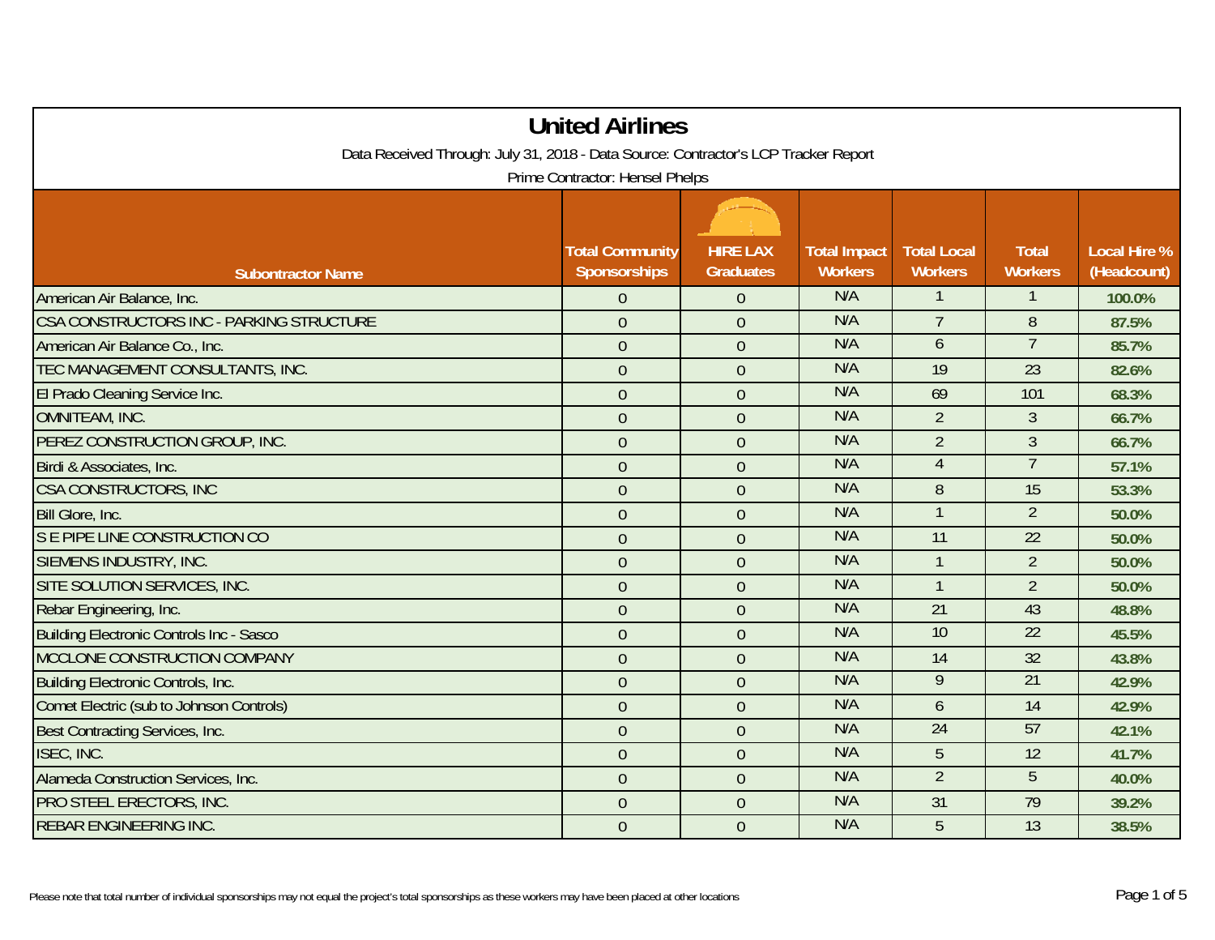# United Airlines

Data Received Through: July 31, 2018 - Data Source: Contractor's LCP Tracker Report

Prime Contractor: Hensel Phelps

| Subontractor Name | Total Community Sponsorships | HIRE LAX Graduates | Total Impact Workers | Total Local Workers | Total Workers | Local Hire % (Headcount) |
|---|---|---|---|---|---|---|
| American Air Balance, Inc. | 0 | 0 | N/A | 1 | 1 | 100.0% |
| CSA CONSTRUCTORS INC - PARKING STRUCTURE | 0 | 0 | N/A | 7 | 8 | 87.5% |
| American Air Balance Co., Inc. | 0 | 0 | N/A | 6 | 7 | 85.7% |
| TEC MANAGEMENT CONSULTANTS, INC. | 0 | 0 | N/A | 19 | 23 | 82.6% |
| El Prado Cleaning Service Inc. | 0 | 0 | N/A | 69 | 101 | 68.3% |
| OMNITEAM, INC. | 0 | 0 | N/A | 2 | 3 | 66.7% |
| PEREZ CONSTRUCTION GROUP, INC. | 0 | 0 | N/A | 2 | 3 | 66.7% |
| Birdi & Associates, Inc. | 0 | 0 | N/A | 4 | 7 | 57.1% |
| CSA CONSTRUCTORS, INC | 0 | 0 | N/A | 8 | 15 | 53.3% |
| Bill Glore, Inc. | 0 | 0 | N/A | 1 | 2 | 50.0% |
| S E PIPE LINE CONSTRUCTION CO | 0 | 0 | N/A | 11 | 22 | 50.0% |
| SIEMENS INDUSTRY, INC. | 0 | 0 | N/A | 1 | 2 | 50.0% |
| SITE SOLUTION SERVICES, INC. | 0 | 0 | N/A | 1 | 2 | 50.0% |
| Rebar Engineering, Inc. | 0 | 0 | N/A | 21 | 43 | 48.8% |
| Building Electronic Controls Inc - Sasco | 0 | 0 | N/A | 10 | 22 | 45.5% |
| MCCLONE CONSTRUCTION COMPANY | 0 | 0 | N/A | 14 | 32 | 43.8% |
| Building Electronic Controls, Inc. | 0 | 0 | N/A | 9 | 21 | 42.9% |
| Comet Electric (sub to Johnson Controls) | 0 | 0 | N/A | 6 | 14 | 42.9% |
| Best Contracting Services, Inc. | 0 | 0 | N/A | 24 | 57 | 42.1% |
| ISEC, INC. | 0 | 0 | N/A | 5 | 12 | 41.7% |
| Alameda Construction Services, Inc. | 0 | 0 | N/A | 2 | 5 | 40.0% |
| PRO STEEL ERECTORS, INC. | 0 | 0 | N/A | 31 | 79 | 39.2% |
| REBAR ENGINEERING INC. | 0 | 0 | N/A | 5 | 13 | 38.5% |

Please note that total number of individual sponsorships may not equal the project's total sponsorships as these workers may have been placed at other locations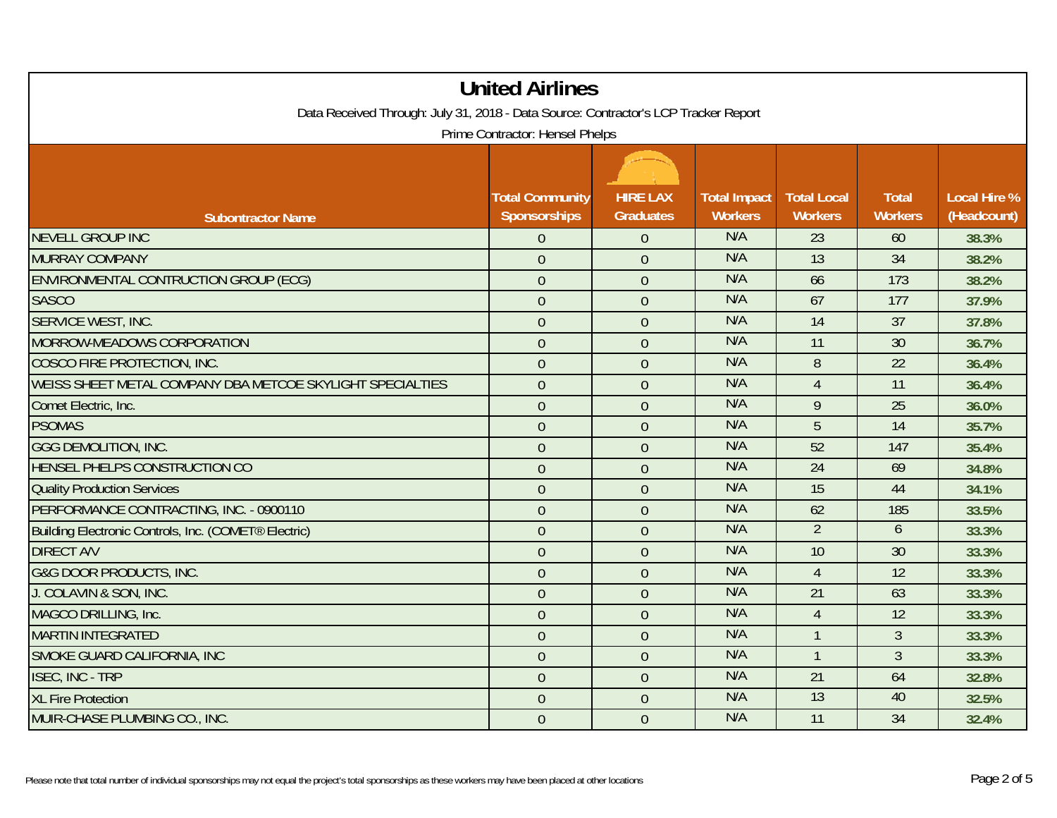# United Airlines

Data Received Through: July 31, 2018 - Data Source: Contractor's LCP Tracker Report

Prime Contractor: Hensel Phelps

| Subontractor Name | Total Community Sponsorships | HIRE LAX Graduates | Total Impact Workers | Total Local Workers | Total Workers | Local Hire % (Headcount) |
|---|---|---|---|---|---|---|
| NEVELL GROUP INC | 0 | 0 | N/A | 23 | 60 | 38.3% |
| MURRAY COMPANY | 0 | 0 | N/A | 13 | 34 | 38.2% |
| ENVIRONMENTAL CONTRUCTION GROUP (ECG) | 0 | 0 | N/A | 66 | 173 | 38.2% |
| SASCO | 0 | 0 | N/A | 67 | 177 | 37.9% |
| SERVICE WEST, INC. | 0 | 0 | N/A | 14 | 37 | 37.8% |
| MORROW-MEADOWS CORPORATION | 0 | 0 | N/A | 11 | 30 | 36.7% |
| COSCO FIRE PROTECTION, INC. | 0 | 0 | N/A | 8 | 22 | 36.4% |
| WEISS SHEET METAL COMPANY DBA METCOE SKYLIGHT SPECIALTIES | 0 | 0 | N/A | 4 | 11 | 36.4% |
| Comet Electric, Inc. | 0 | 0 | N/A | 9 | 25 | 36.0% |
| PSOMAS | 0 | 0 | N/A | 5 | 14 | 35.7% |
| GGG DEMOLITION, INC. | 0 | 0 | N/A | 52 | 147 | 35.4% |
| HENSEL PHELPS CONSTRUCTION CO | 0 | 0 | N/A | 24 | 69 | 34.8% |
| Quality Production Services | 0 | 0 | N/A | 15 | 44 | 34.1% |
| PERFORMANCE CONTRACTING, INC. - 0900110 | 0 | 0 | N/A | 62 | 185 | 33.5% |
| Building Electronic Controls, Inc. (COMET® Electric) | 0 | 0 | N/A | 2 | 6 | 33.3% |
| DIRECT A/V | 0 | 0 | N/A | 10 | 30 | 33.3% |
| G&G DOOR PRODUCTS, INC. | 0 | 0 | N/A | 4 | 12 | 33.3% |
| J. COLAVIN & SON, INC. | 0 | 0 | N/A | 21 | 63 | 33.3% |
| MAGCO DRILLING, Inc. | 0 | 0 | N/A | 4 | 12 | 33.3% |
| MARTIN INTEGRATED | 0 | 0 | N/A | 1 | 3 | 33.3% |
| SMOKE GUARD CALIFORNIA, INC | 0 | 0 | N/A | 1 | 3 | 33.3% |
| ISEC, INC - TRP | 0 | 0 | N/A | 21 | 64 | 32.8% |
| XL Fire Protection | 0 | 0 | N/A | 13 | 40 | 32.5% |
| MUIR-CHASE PLUMBING CO., INC. | 0 | 0 | N/A | 11 | 34 | 32.4% |

Please note that total number of individual sponsorships may not equal the project's total sponsorships as these workers may have been placed at other locations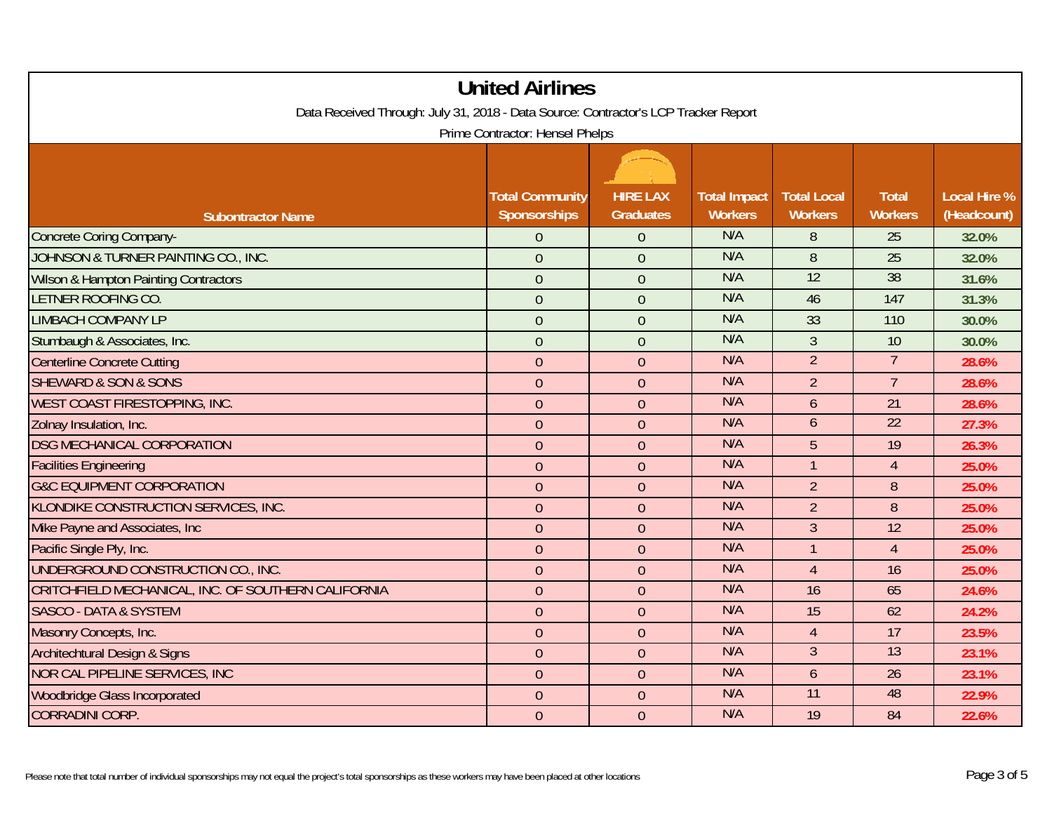# United Airlines

Data Received Through: July 31, 2018 - Data Source: Contractor's LCP Tracker Report

Prime Contractor: Hensel Phelps

| Subontractor Name | Total Community Sponsorships | HIRE LAX Graduates | Total Impact Workers | Total Local Workers | Total Workers | Local Hire % (Headcount) |
|---|---|---|---|---|---|---|
| Concrete Coring Company- | 0 | 0 | N/A | 8 | 25 | 32.0% |
| JOHNSON & TURNER PAINTING CO., INC. | 0 | 0 | N/A | 8 | 25 | 32.0% |
| Wilson & Hampton Painting Contractors | 0 | 0 | N/A | 12 | 38 | 31.6% |
| LETNER ROOFING CO. | 0 | 0 | N/A | 46 | 147 | 31.3% |
| LIMBACH COMPANY LP | 0 | 0 | N/A | 33 | 110 | 30.0% |
| Stumbaugh & Associates, Inc. | 0 | 0 | N/A | 3 | 10 | 30.0% |
| Centerline Concrete Cutting | 0 | 0 | N/A | 2 | 7 | 28.6% |
| SHEWARD & SON & SONS | 0 | 0 | N/A | 2 | 7 | 28.6% |
| WEST COAST FIRESTOPPING, INC. | 0 | 0 | N/A | 6 | 21 | 28.6% |
| Zolnay Insulation, Inc. | 0 | 0 | N/A | 6 | 22 | 27.3% |
| DSG MECHANICAL CORPORATION | 0 | 0 | N/A | 5 | 19 | 26.3% |
| Facilities Engineering | 0 | 0 | N/A | 1 | 4 | 25.0% |
| G&C EQUIPMENT CORPORATION | 0 | 0 | N/A | 2 | 8 | 25.0% |
| KLONDIKE CONSTRUCTION SERVICES, INC. | 0 | 0 | N/A | 2 | 8 | 25.0% |
| Mike Payne and Associates, Inc | 0 | 0 | N/A | 3 | 12 | 25.0% |
| Pacific Single Ply, Inc. | 0 | 0 | N/A | 1 | 4 | 25.0% |
| UNDERGROUND CONSTRUCTION CO., INC. | 0 | 0 | N/A | 4 | 16 | 25.0% |
| CRITCHFIELD MECHANICAL, INC. OF SOUTHERN CALIFORNIA | 0 | 0 | N/A | 16 | 65 | 24.6% |
| SASCO - DATA & SYSTEM | 0 | 0 | N/A | 15 | 62 | 24.2% |
| Masonry Concepts, Inc. | 0 | 0 | N/A | 4 | 17 | 23.5% |
| Architechtural Design & Signs | 0 | 0 | N/A | 3 | 13 | 23.1% |
| NOR CAL PIPELINE SERVICES, INC | 0 | 0 | N/A | 6 | 26 | 23.1% |
| Woodbridge Glass Incorporated | 0 | 0 | N/A | 11 | 48 | 22.9% |
| CORRADINI CORP. | 0 | 0 | N/A | 19 | 84 | 22.6% |

Please note that total number of individual sponsorships may not equal the project's total sponsorships as these workers may have been placed at other locations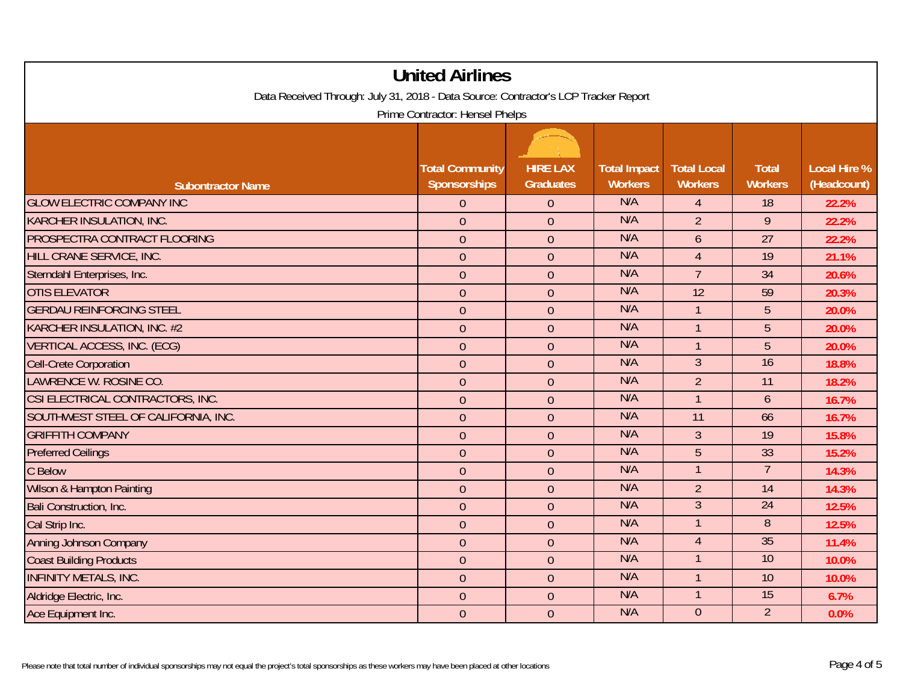# United Airlines

Data Received Through: July 31, 2018 - Data Source: Contractor's LCP Tracker Report

Prime Contractor: Hensel Phelps

| Subontractor Name | Total Community Sponsorships | HIRE LAX Graduates | Total Impact Workers | Total Local Workers | Total Workers | Local Hire % (Headcount) |
|---|---|---|---|---|---|---|
| GLOW ELECTRIC COMPANY INC | 0 | 0 | N/A | 4 | 18 | 22.2% |
| KARCHER INSULATION, INC. | 0 | 0 | N/A | 2 | 9 | 22.2% |
| PROSPECTRA CONTRACT FLOORING | 0 | 0 | N/A | 6 | 27 | 22.2% |
| HILL CRANE SERVICE, INC. | 0 | 0 | N/A | 4 | 19 | 21.1% |
| Sterndahl Enterprises, Inc. | 0 | 0 | N/A | 7 | 34 | 20.6% |
| OTIS ELEVATOR | 0 | 0 | N/A | 12 | 59 | 20.3% |
| GERDAU REINFORCING STEEL | 0 | 0 | N/A | 1 | 5 | 20.0% |
| KARCHER INSULATION, INC. #2 | 0 | 0 | N/A | 1 | 5 | 20.0% |
| VERTICAL ACCESS, INC. (ECG) | 0 | 0 | N/A | 1 | 5 | 20.0% |
| Cell-Crete Corporation | 0 | 0 | N/A | 3 | 16 | 18.8% |
| LAWRENCE W. ROSINE CO. | 0 | 0 | N/A | 2 | 11 | 18.2% |
| CSI ELECTRICAL CONTRACTORS, INC. | 0 | 0 | N/A | 1 | 6 | 16.7% |
| SOUTHWEST STEEL OF CALIFORNIA, INC. | 0 | 0 | N/A | 11 | 66 | 16.7% |
| GRIFFITH COMPANY | 0 | 0 | N/A | 3 | 19 | 15.8% |
| Preferred Ceilings | 0 | 0 | N/A | 5 | 33 | 15.2% |
| C Below | 0 | 0 | N/A | 1 | 7 | 14.3% |
| Wilson & Hampton Painting | 0 | 0 | N/A | 2 | 14 | 14.3% |
| Bali Construction, Inc. | 0 | 0 | N/A | 3 | 24 | 12.5% |
| Cal Strip Inc. | 0 | 0 | N/A | 1 | 8 | 12.5% |
| Anning Johnson Company | 0 | 0 | N/A | 4 | 35 | 11.4% |
| Coast Building Products | 0 | 0 | N/A | 1 | 10 | 10.0% |
| INFINITY METALS, INC. | 0 | 0 | N/A | 1 | 10 | 10.0% |
| Aldridge Electric, Inc. | 0 | 0 | N/A | 1 | 15 | 6.7% |
| Ace Equipment Inc. | 0 | 0 | N/A | 0 | 2 | 0.0% |

Please note that total number of individual sponsorships may not equal the project's total sponsorships as these workers may have been placed at other locations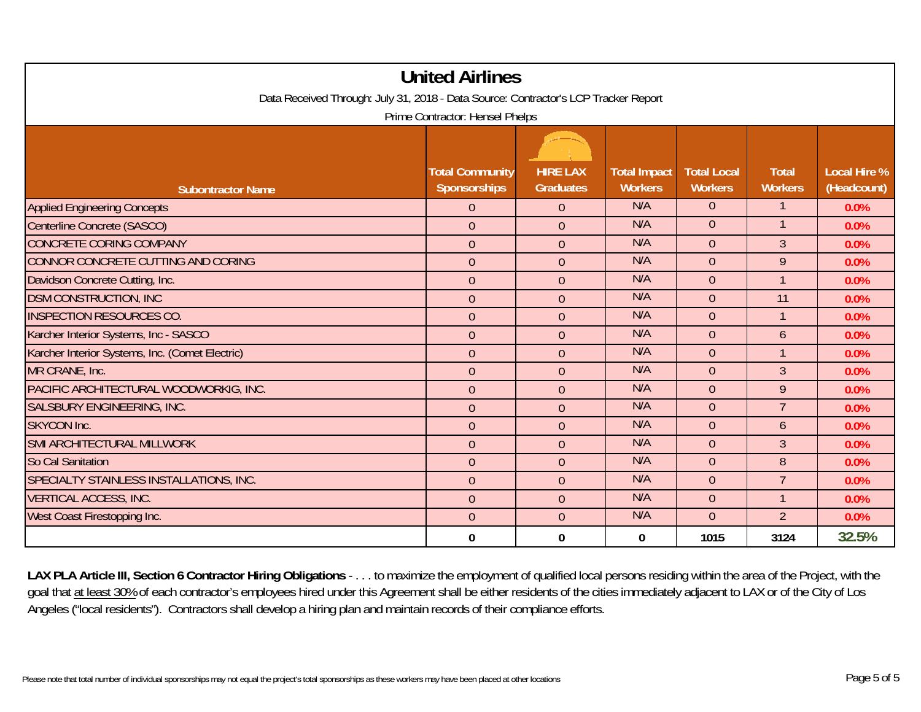# United Airlines

Data Received Through: July 31, 2018 - Data Source: Contractor's LCP Tracker Report

Prime Contractor: Hensel Phelps

| Subontractor Name | Total Community Sponsorships | HIRE LAX Graduates | Total Impact Workers | Total Local Workers | Total Workers | Local Hire % (Headcount) |
|---|---|---|---|---|---|---|
| Applied Engineering Concepts | 0 | 0 | N/A | 0 | 1 | 0.0% |
| Centerline Concrete (SASCO) | 0 | 0 | N/A | 0 | 1 | 0.0% |
| CONCRETE CORING COMPANY | 0 | 0 | N/A | 0 | 3 | 0.0% |
| CONNOR CONCRETE CUTTING AND CORING | 0 | 0 | N/A | 0 | 9 | 0.0% |
| Davidson Concrete Cutting, Inc. | 0 | 0 | N/A | 0 | 1 | 0.0% |
| DSM CONSTRUCTION, INC | 0 | 0 | N/A | 0 | 11 | 0.0% |
| INSPECTION RESOURCES CO. | 0 | 0 | N/A | 0 | 1 | 0.0% |
| Karcher Interior Systems, Inc - SASCO | 0 | 0 | N/A | 0 | 6 | 0.0% |
| Karcher Interior Systems, Inc. (Comet Electric) | 0 | 0 | N/A | 0 | 1 | 0.0% |
| MR CRANE, Inc. | 0 | 0 | N/A | 0 | 3 | 0.0% |
| PACIFIC ARCHITECTURAL WOODWORKIG, INC. | 0 | 0 | N/A | 0 | 9 | 0.0% |
| SALSBURY ENGINEERING, INC. | 0 | 0 | N/A | 0 | 7 | 0.0% |
| SKYCON Inc. | 0 | 0 | N/A | 0 | 6 | 0.0% |
| SMI ARCHITECTURAL MILLWORK | 0 | 0 | N/A | 0 | 3 | 0.0% |
| So Cal Sanitation | 0 | 0 | N/A | 0 | 8 | 0.0% |
| SPECIALTY STAINLESS INSTALLATIONS, INC. | 0 | 0 | N/A | 0 | 7 | 0.0% |
| VERTICAL ACCESS, INC. | 0 | 0 | N/A | 0 | 1 | 0.0% |
| West Coast Firestopping Inc. | 0 | 0 | N/A | 0 | 2 | 0.0% |
| | **0** | **0** | **0** | **1015** | **3124** | **32.5%** |

**LAX PLA Article III, Section 6 Contractor Hiring Obligations** - . . . to maximize the employment of qualified local persons residing within the area of the Project, with the goal that at least 30% of each contractor's employees hired under this Agreement shall be either residents of the cities immediately adjacent to LAX or of the City of Los Angeles ("local residents"). Contractors shall develop a hiring plan and maintain records of their compliance efforts.

Please note that total number of individual sponsorships may not equal the project's total sponsorships as these workers may have been placed at other locations